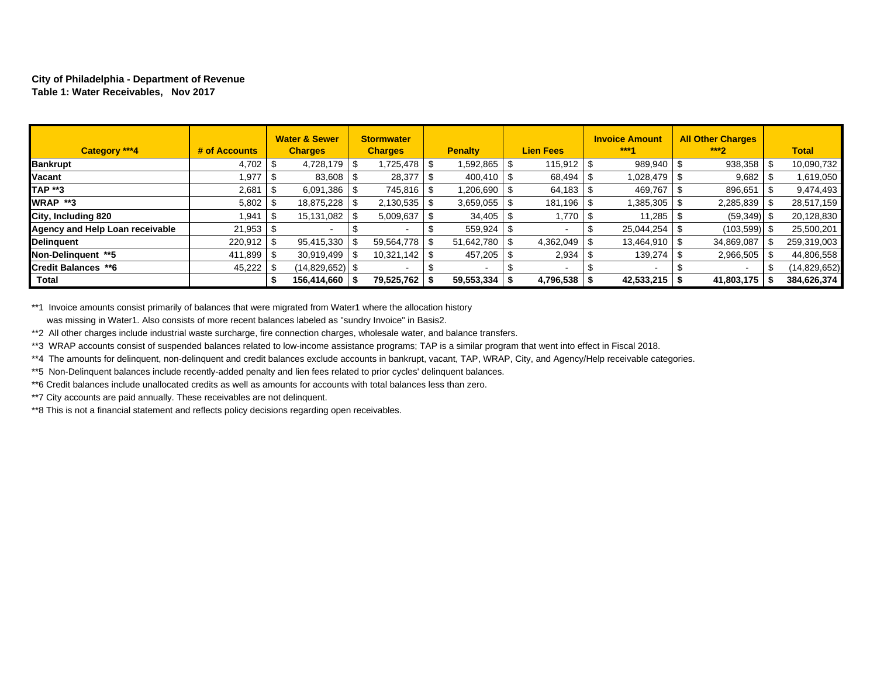**City of Philadelphia - Department of Revenue**
**Table 1: Water Receivables, Nov 2017**

| Category ***4 | # of Accounts | Water & Sewer Charges | Stormwater Charges | Penalty | Lien Fees | Invoice Amount ***1 | All Other Charges ***2 | Total |
|---|---|---|---|---|---|---|---|---|
| **Bankrupt** | 4,702 | $ 4,728,179 | $ 1,725,478 | $ 1,592,865 | $ 115,912 | $ 989,940 | $ 938,358 | $ 10,090,732 |
| **Vacant** | 1,977 | $ 83,608 | $ 28,377 | $ 400,410 | $ 68,494 | $ 1,028,479 | $ 9,682 | $ 1,619,050 |
| **TAP **3** | 2,681 | $ 6,091,386 | $ 745,816 | $ 1,206,690 | $ 64,183 | $ 469,767 | $ 896,651 | $ 9,474,493 |
| **WRAP **3** | 5,802 | $ 18,875,228 | $ 2,130,535 | $ 3,659,055 | $ 181,196 | $ 1,385,305 | $ 2,285,839 | $ 28,517,159 |
| **City, Including 820** | 1,941 | $ 15,131,082 | $ 5,009,637 | $ 34,405 | $ 1,770 | $ 11,285 | $ (59,349) | $ 20,128,830 |
| **Agency and Help Loan receivable** | 21,953 | $ - | $ - | $ 559,924 | $ - | $ 25,044,254 | $ (103,599) | $ 25,500,201 |
| **Delinquent** | 220,912 | $ 95,415,330 | $ 59,564,778 | $ 51,642,780 | $ 4,362,049 | $ 13,464,910 | $ 34,869,087 | $ 259,319,003 |
| **Non-Delinquent **5** | 411,899 | $ 30,919,499 | $ 10,321,142 | $ 457,205 | $ 2,934 | $ 139,274 | $ 2,966,505 | $ 44,806,558 |
| **Credit Balances **6** | 45,222 | $ (14,829,652) | $ - | $ - | $ - | $ - | $ - | $ (14,829,652) |
| **Total** | | **$ 156,414,660** | **$ 79,525,762** | **$ 59,553,334** | **$ 4,796,538** | **$ 42,533,215** | **$ 41,803,175** | **$ 384,626,374** |

**1 Invoice amounts consist primarily of balances that were migrated from Water1 where the allocation history was missing in Water1. Also consists of more recent balances labeled as "sundry Invoice" in Basis2.

**2 All other charges include industrial waste surcharge, fire connection charges, wholesale water, and balance transfers.

**3 WRAP accounts consist of suspended balances related to low-income assistance programs; TAP is a similar program that went into effect in Fiscal 2018.

**4 The amounts for delinquent, non-delinquent and credit balances exclude accounts in bankrupt, vacant, TAP, WRAP, City, and Agency/Help receivable categories.

**5 Non-Delinquent balances include recently-added penalty and lien fees related to prior cycles' delinquent balances.

**6 Credit balances include unallocated credits as well as amounts for accounts with total balances less than zero.

**7 City accounts are paid annually. These receivables are not delinquent.

**8 This is not a financial statement and reflects policy decisions regarding open receivables.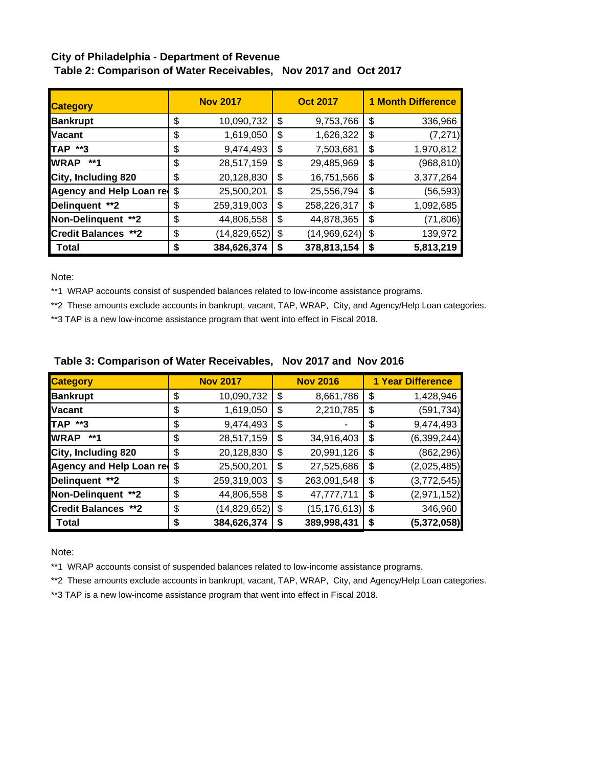**City of Philadelphia - Department of Revenue**

**Table 2: Comparison of Water Receivables, Nov 2017 and Oct 2017**

| Category | Nov 2017 | Oct 2017 | 1 Month Difference |
|---|---|---|---|
| **Bankrupt** | $ 10,090,732 | $ 9,753,766 | $ 336,966 |
| **Vacant** | $ 1,619,050 | $ 1,626,322 | $ (7,271) |
| **TAP \*\*3** | $ 9,474,493 | $ 7,503,681 | $ 1,970,812 |
| **WRAP \*\*1** | $ 28,517,159 | $ 29,485,969 | $ (968,810) |
| **City, Including 820** | $ 20,128,830 | $ 16,751,566 | $ 3,377,264 |
| **Agency and Help Loan re** | $ 25,500,201 | $ 25,556,794 | $ (56,593) |
| **Delinquent \*\*2** | $ 259,319,003 | $ 258,226,317 | $ 1,092,685 |
| **Non-Delinquent \*\*2** | $ 44,806,558 | $ 44,878,365 | $ (71,806) |
| **Credit Balances \*\*2** | $ (14,829,652) | $ (14,969,624) | $ 139,972 |
| **Total** | **$ 384,626,374** | **$ 378,813,154** | **$ 5,813,219** |

Note:

**1 WRAP accounts consist of suspended balances related to low-income assistance programs.

**2 These amounts exclude accounts in bankrupt, vacant, TAP, WRAP, City, and Agency/Help Loan categories.

**3 TAP is a new low-income assistance program that went into effect in Fiscal 2018.

**Table 3: Comparison of Water Receivables, Nov 2017 and Nov 2016**

| Category | Nov 2017 | Nov 2016 | 1 Year Difference |
|---|---|---|---|
| **Bankrupt** | $ 10,090,732 | $ 8,661,786 | $ 1,428,946 |
| **Vacant** | $ 1,619,050 | $ 2,210,785 | $ (591,734) |
| **TAP \*\*3** | $ 9,474,493 | $ - | $ 9,474,493 |
| **WRAP \*\*1** | $ 28,517,159 | $ 34,916,403 | $ (6,399,244) |
| **City, Including 820** | $ 20,128,830 | $ 20,991,126 | $ (862,296) |
| **Agency and Help Loan re** | $ 25,500,201 | $ 27,525,686 | $ (2,025,485) |
| **Delinquent \*\*2** | $ 259,319,003 | $ 263,091,548 | $ (3,772,545) |
| **Non-Delinquent \*\*2** | $ 44,806,558 | $ 47,777,711 | $ (2,971,152) |
| **Credit Balances \*\*2** | $ (14,829,652) | $ (15,176,613) | $ 346,960 |
| **Total** | **$ 384,626,374** | **$ 389,998,431** | **$ (5,372,058)** |

Note:

**1 WRAP accounts consist of suspended balances related to low-income assistance programs.

**2 These amounts exclude accounts in bankrupt, vacant, TAP, WRAP, City, and Agency/Help Loan categories.

**3 TAP is a new low-income assistance program that went into effect in Fiscal 2018.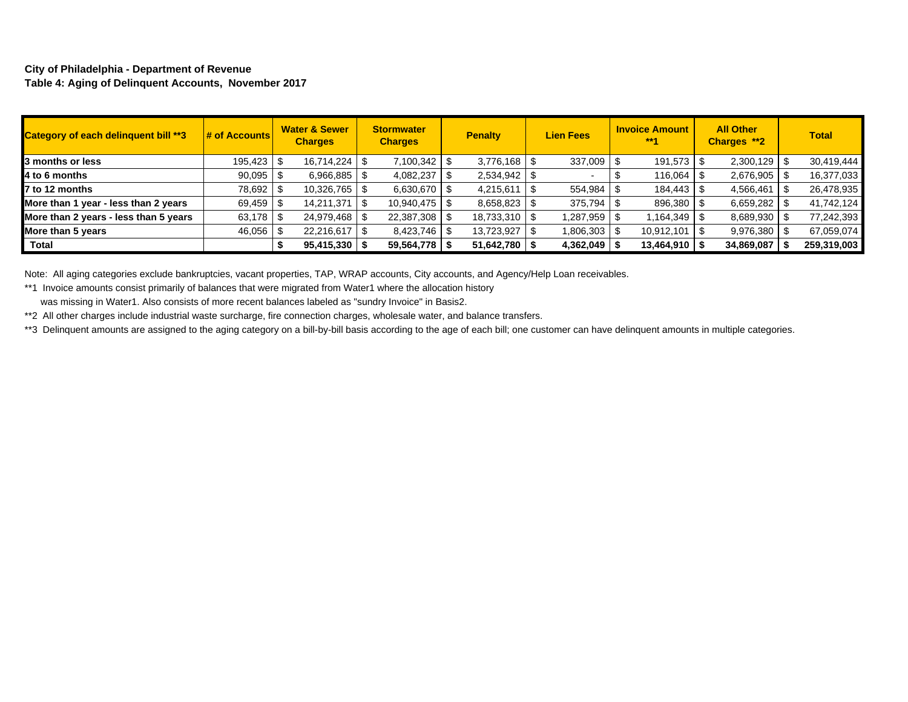**City of Philadelphia - Department of Revenue**
**Table 4: Aging of Delinquent Accounts, November 2017**

| Category of each delinquent bill **3 | # of Accounts | Water & Sewer Charges | Stormwater Charges | Penalty | Lien Fees | Invoice Amount **1 | All Other Charges **2 | Total |
|---|---|---|---|---|---|---|---|---|
| **3 months or less** | 195,423 | $ 16,714,224 | $ 7,100,342 | $ 3,776,168 | $ 337,009 | $ 191,573 | $ 2,300,129 | $ 30,419,444 |
| **4 to 6 months** | 90,095 | $ 6,966,885 | $ 4,082,237 | $ 2,534,942 | $ - | $ 116,064 | $ 2,676,905 | $ 16,377,033 |
| **7 to 12 months** | 78,692 | $ 10,326,765 | $ 6,630,670 | $ 4,215,611 | $ 554,984 | $ 184,443 | $ 4,566,461 | $ 26,478,935 |
| **More than 1 year - less than 2 years** | 69,459 | $ 14,211,371 | $ 10,940,475 | $ 8,658,823 | $ 375,794 | $ 896,380 | $ 6,659,282 | $ 41,742,124 |
| **More than 2 years - less than 5 years** | 63,178 | $ 24,979,468 | $ 22,387,308 | $ 18,733,310 | $ 1,287,959 | $ 1,164,349 | $ 8,689,930 | $ 77,242,393 |
| **More than 5 years** | 46,056 | $ 22,216,617 | $ 8,423,746 | $ 13,723,927 | $ 1,806,303 | $ 10,912,101 | $ 9,976,380 | $ 67,059,074 |
| **Total** | | **$ 95,415,330** | **$ 59,564,778** | **$ 51,642,780** | **$ 4,362,049** | **$ 13,464,910** | **$ 34,869,087** | **$ 259,319,003** |

Note: All aging categories exclude bankruptcies, vacant properties, TAP, WRAP accounts, City accounts, and Agency/Help Loan receivables.

**1 Invoice amounts consist primarily of balances that were migrated from Water1 where the allocation history was missing in Water1. Also consists of more recent balances labeled as "sundry Invoice" in Basis2.

**2 All other charges include industrial waste surcharge, fire connection charges, wholesale water, and balance transfers.

**3 Delinquent amounts are assigned to the aging category on a bill-by-bill basis according to the age of each bill; one customer can have delinquent amounts in multiple categories.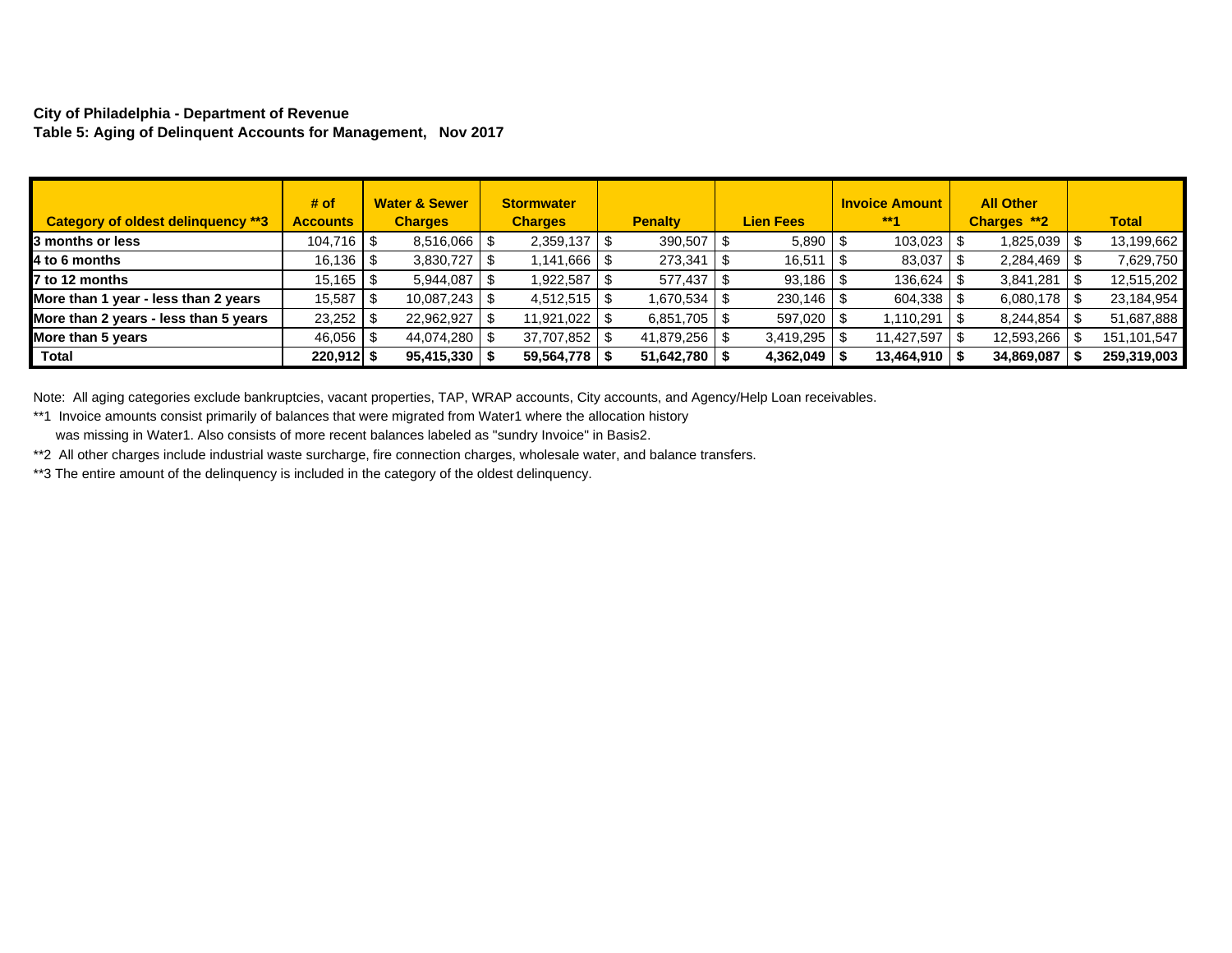**City of Philadelphia - Department of Revenue**
**Table 5: Aging of Delinquent Accounts for Management, Nov 2017**

| Category of oldest delinquency **3 | # of Accounts | Water & Sewer Charges | Stormwater Charges | Penalty | Lien Fees | Invoice Amount **1 | All Other Charges **2 | Total |
|---|---|---|---|---|---|---|---|---|
| **3 months or less** | 104,716 | $ 8,516,066 | $ 2,359,137 | $ 390,507 | $ 5,890 | $ 103,023 | $ 1,825,039 | $ 13,199,662 |
| **4 to 6 months** | 16,136 | $ 3,830,727 | $ 1,141,666 | $ 273,341 | $ 16,511 | $ 83,037 | $ 2,284,469 | $ 7,629,750 |
| **7 to 12 months** | 15,165 | $ 5,944,087 | $ 1,922,587 | $ 577,437 | $ 93,186 | $ 136,624 | $ 3,841,281 | $ 12,515,202 |
| **More than 1 year - less than 2 years** | 15,587 | $ 10,087,243 | $ 4,512,515 | $ 1,670,534 | $ 230,146 | $ 604,338 | $ 6,080,178 | $ 23,184,954 |
| **More than 2 years - less than 5 years** | 23,252 | $ 22,962,927 | $ 11,921,022 | $ 6,851,705 | $ 597,020 | $ 1,110,291 | $ 8,244,854 | $ 51,687,888 |
| **More than 5 years** | 46,056 | $ 44,074,280 | $ 37,707,852 | $ 41,879,256 | $ 3,419,295 | $ 11,427,597 | $ 12,593,266 | $ 151,101,547 |
| **Total** | **220,912** | **$ 95,415,330** | **$ 59,564,778** | **$ 51,642,780** | **$ 4,362,049** | **$ 13,464,910** | **$ 34,869,087** | **$ 259,319,003** |

Note: All aging categories exclude bankruptcies, vacant properties, TAP, WRAP accounts, City accounts, and Agency/Help Loan receivables.

**1 Invoice amounts consist primarily of balances that were migrated from Water1 where the allocation history was missing in Water1. Also consists of more recent balances labeled as "sundry Invoice" in Basis2.

**2 All other charges include industrial waste surcharge, fire connection charges, wholesale water, and balance transfers.

**3 The entire amount of the delinquency is included in the category of the oldest delinquency.